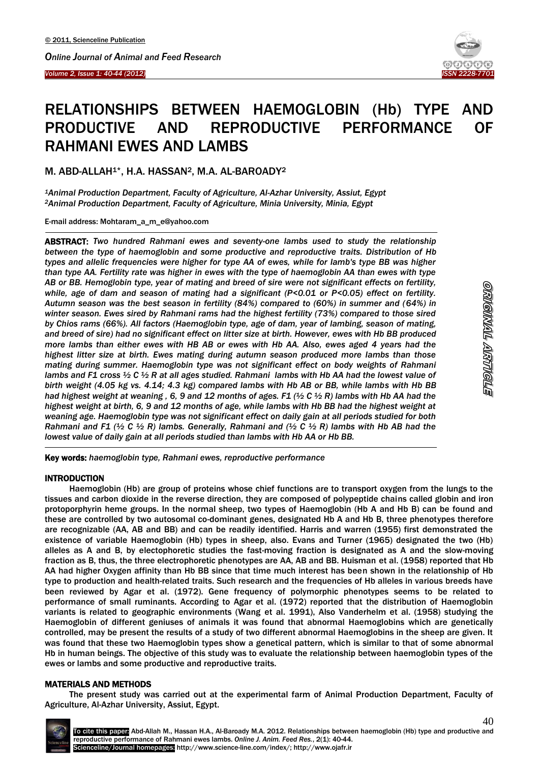# RELATIONSHIPS BETWEEN HAEMOGLOBIN (Hb) TYPE AND PRODUCTIVE AND REPRODUCTIVE PERFORMANCE OF RAHMANI EWES AND LAMBS

M. ABD-ALLAH[1]*, H.A. HASSAN[2], M.A. AL-BAROADY[2]

*[1]Animal Production Department, Faculty of Agriculture, Al-Azhar University, Assiut, Egypt*
*[2]Animal Production Department, Faculty of Agriculture, Minia University, Minia, Egypt*

E-mail address: Mohtaram_a_m_e@yahoo.com

**ABSTRACT:** *Two hundred Rahmani ewes and seventy-one lambs used to study the relationship between the type of haemoglobin and some productive and reproductive traits. Distribution of Hb types and allelic frequencies were higher for type AA of ewes, while for lamb's type BB was higher than type AA. Fertility rate was higher in ewes with the type of haemoglobin AA than ewes with type AB or BB. Hemoglobin type, year of mating and breed of sire were not significant effects on fertility, while, age of dam and season of mating had a significant (P<0.01 or P<0.05) effect on fertility. Autumn season was the best season in fertility (84%) compared to (60%) in summer and (64%) in winter season. Ewes sired by Rahmani rams had the highest fertility (73%) compared to those sired by Chios rams (66%). All factors (Haemoglobin type, age of dam, year of lambing, season of mating, and breed of sire) had no significant effect on litter size at birth. However, ewes with Hb BB produced more lambs than either ewes with HB AB or ewes with Hb AA. Also, ewes aged 4 years had the highest litter size at birth. Ewes mating during autumn season produced more lambs than those mating during summer. Haemoglobin type was not significant effect on body weights of Rahmani lambs and F1 cross ½ C ½ R at all ages studied. Rahmani lambs with Hb AA had the lowest value of birth weight (4.05 kg vs. 4.14; 4.3 kg) compared lambs with Hb AB or BB, while lambs with Hb BB had highest weight at weaning , 6, 9 and 12 months of ages. F1 (½ C ½ R) lambs with Hb AA had the highest weight at birth, 6, 9 and 12 months of age, while lambs with Hb BB had the highest weight at weaning age. Haemoglobin type was not significant effect on daily gain at all periods studied for both Rahmani and F1 (½ C ½ R) lambs. Generally, Rahmani and (½ C ½ R) lambs with Hb AB had the lowest value of daily gain at all periods studied than lambs with Hb AA or Hb BB.*

**Key words:** *haemoglobin type, Rahmani ewes, reproductive performance*

ORIGINAL ARTICLE

## INTRODUCTION

Haemoglobin (Hb) are group of proteins whose chief functions are to transport oxygen from the lungs to the tissues and carbon dioxide in the reverse direction, they are composed of polypeptide chains called globin and iron protoporphyrin heme groups. In the normal sheep, two types of Haemoglobin (Hb A and Hb B) can be found and these are controlled by two autosomal co-dominant genes, designated Hb A and Hb B, three phenotypes therefore are recognizable (AA, AB and BB) and can be readily identified. Harris and warren (1955) first demonstrated the existence of variable Haemoglobin (Hb) types in sheep, also. Evans and Turner (1965) designated the two (Hb) alleles as A and B, by electophoretic studies the fast-moving fraction is designated as A and the slow-moving fraction as B, thus, the three electrophoretic phenotypes are AA, AB and BB. Huisman et al. (1958) reported that Hb AA had higher Oxygen affinity than Hb BB since that time much interest has been shown in the relationship of Hb type to production and health-related traits. Such research and the frequencies of Hb alleles in various breeds have been reviewed by Agar et al. (1972). Gene frequency of polymorphic phenotypes seems to be related to performance of small ruminants. According to Agar et al. (1972) reported that the distribution of Haemoglobin variants is related to geographic environments (Wang et al. 1991), Also Vanderhelm et al. (1958) studying the Haemoglobin of different geniuses of animals it was found that abnormal Haemoglobins which are genetically controlled, may be present the results of a study of two different abnormal Haemoglobins in the sheep are given. It was found that these two Haemoglobin types show a genetical pattern, which is similar to that of some abnormal Hb in human beings. The objective of this study was to evaluate the relationship between haemoglobin types of the ewes or lambs and some productive and reproductive traits.

## MATERIALS AND METHODS

The present study was carried out at the experimental farm of Animal Production Department, Faculty of Agriculture, Al-Azhar University, Assiut, Egypt.

To cite this paper: Abd-Allah M., Hassan H.A., Al-Baroady M.A. 2012. Relationships between haemoglobin (Hb) type and productive and reproductive performance of Rahmani ewes lambs. *Online J. Anim. Feed Res.*, 2(1): 40-44.
Scienceline/Journal homepages: http://www.science-line.com/index/; http://www.ojafr.ir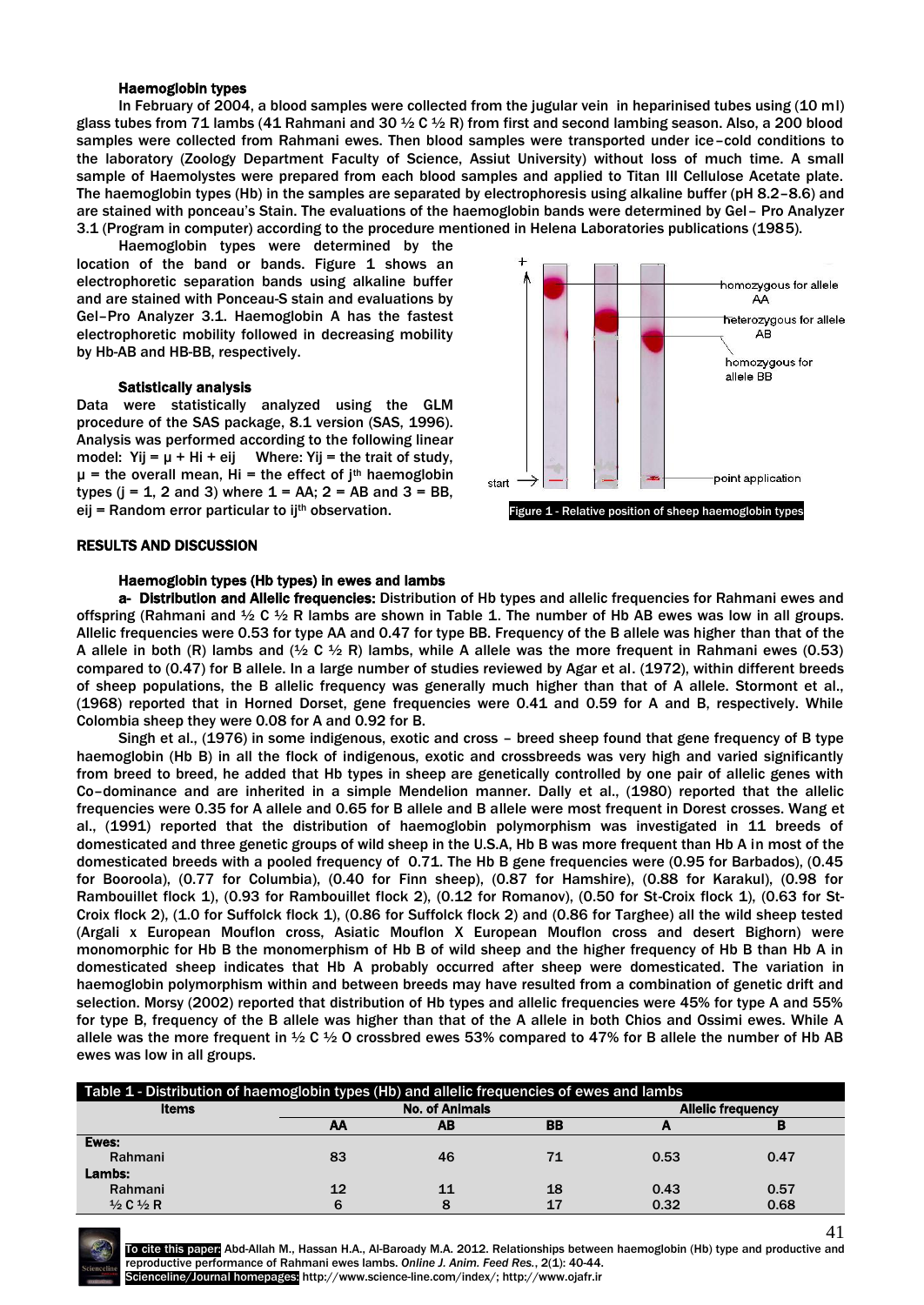### Haemoglobin types

In February of 2004, a blood samples were collected from the jugular vein in heparinised tubes using (10 ml) glass tubes from 71 lambs (41 Rahmani and 30 ½ C ½ R) from first and second lambing season. Also, a 200 blood samples were collected from Rahmani ewes. Then blood samples were transported under ice–cold conditions to the laboratory (Zoology Department Faculty of Science, Assiut University) without loss of much time. A small sample of Haemolystes were prepared from each blood samples and applied to Titan III Cellulose Acetate plate. The haemoglobin types (Hb) in the samples are separated by electrophoresis using alkaline buffer (pH 8.2–8.6) and are stained with ponceau's Stain. The evaluations of the haemoglobin bands were determined by Gel– Pro Analyzer 3.1 (Program in computer) according to the procedure mentioned in Helena Laboratories publications (1985).

Haemoglobin types were determined by the location of the band or bands. Figure 1 shows an electrophoretic separation bands using alkaline buffer and are stained with Ponceau-S stain and evaluations by Gel–Pro Analyzer 3.1. Haemoglobin A has the fastest electrophoretic mobility followed in decreasing mobility by Hb-AB and HB-BB, respectively.

Figure 1 - Relative position of sheep haemoglobin types

### Satistically analysis

Data were statistically analyzed using the GLM procedure of the SAS package, 8.1 version (SAS, 1996). Analysis was performed according to the following linear model: $Y_{ij} = \mu + H_i + e_{ij}$ Where: $Y_{ij}$ = the trait of study, $\mu$ = the overall mean, $H_i$ = the effect of $j^{th}$ haemoglobin types ($j$ = 1, 2 and 3) where 1 = AA; 2 = AB and 3 = BB, $e_{ij}$ = Random error particular to $ij^{th}$ observation.

## RESULTS AND DISCUSSION

### Haemoglobin types (Hb types) in ewes and lambs

**a- Distribution and Allelic frequencies:** Distribution of Hb types and allelic frequencies for Rahmani ewes and offspring (Rahmani and ½ C ½ R lambs are shown in Table 1. The number of Hb AB ewes was low in all groups. Allelic frequencies were 0.53 for type AA and 0.47 for type BB. Frequency of the B allele was higher than that of the A allele in both (R) lambs and (½ C ½ R) lambs, while A allele was the more frequent in Rahmani ewes (0.53) compared to (0.47) for B allele. In a large number of studies reviewed by Agar et al. (1972), within different breeds of sheep populations, the B allelic frequency was generally much higher than that of A allele. Stormont et al., (1968) reported that in Horned Dorset, gene frequencies were 0.41 and 0.59 for A and B, respectively. While Colombia sheep they were 0.08 for A and 0.92 for B.

Singh et al., (1976) in some indigenous, exotic and cross – breed sheep found that gene frequency of B type haemoglobin (Hb B) in all the flock of indigenous, exotic and crossbreeds was very high and varied significantly from breed to breed, he added that Hb types in sheep are genetically controlled by one pair of allelic genes with Co–dominance and are inherited in a simple Mendelion manner. Dally et al., (1980) reported that the allelic frequencies were 0.35 for A allele and 0.65 for B allele and B allele were most frequent in Dorest crosses. Wang et al., (1991) reported that the distribution of haemoglobin polymorphism was investigated in 11 breeds of domesticated and three genetic groups of wild sheep in the U.S.A, Hb B was more frequent than Hb A in most of the domesticated breeds with a pooled frequency of 0.71. The Hb B gene frequencies were (0.95 for Barbados), (0.45 for Booroola), (0.77 for Columbia), (0.40 for Finn sheep), (0.87 for Hamshire), (0.88 for Karakul), (0.98 for Rambouillet flock 1), (0.93 for Rambouillet flock 2), (0.12 for Romanov), (0.50 for St-Croix flock 1), (0.63 for St-Croix flock 2), (1.0 for Suffolck flock 1), (0.86 for Suffolck flock 2) and (0.86 for Targhee) all the wild sheep tested (Argali x European Mouflon cross, Asiatic Mouflon X European Mouflon cross and desert Bighorn) were monomorphic for Hb B the monomerphism of Hb B of wild sheep and the higher frequency of Hb B than Hb A in domesticated sheep indicates that Hb A probably occurred after sheep were domesticated. The variation in haemoglobin polymorphism within and between breeds may have resulted from a combination of genetic drift and selection. Morsy (2002) reported that distribution of Hb types and allelic frequencies were 45% for type A and 55% for type B, frequency of the B allele was higher than that of the A allele in both Chios and Ossimi ewes. While A allele was the more frequent in ½ C ½ O crossbred ewes 53% compared to 47% for B allele the number of Hb AB ewes was low in all groups.

Table 1 - Distribution of haemoglobin types (Hb) and allelic frequencies of ewes and lambs

| Items | No. of Animals | | | Allelic frequency | |
|---|---|---|---|---|---|
| | AA | AB | BB | A | B |
| **Ewes:** | | | | | |
| Rahmani | 83 | 46 | 71 | 0.53 | 0.47 |
| **Lambs:** | | | | | |
| Rahmani | 12 | 11 | 18 | 0.43 | 0.57 |
| ½ C ½ R | 6 | 8 | 17 | 0.32 | 0.68 |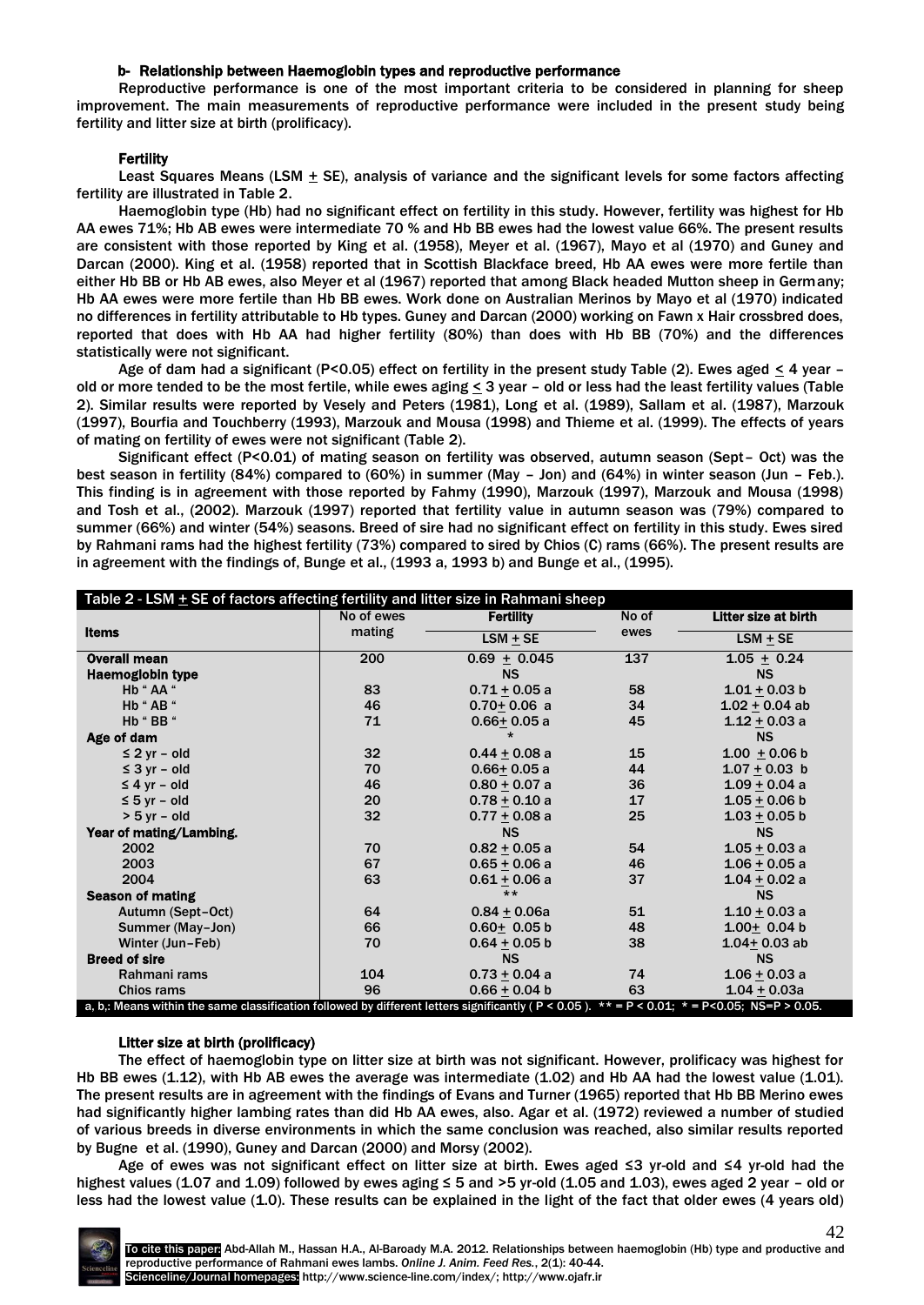### b- Relationship between Haemoglobin types and reproductive performance

Reproductive performance is one of the most important criteria to be considered in planning for sheep improvement. The main measurements of reproductive performance were included in the present study being fertility and litter size at birth (prolificacy).

#### Fertility

Least Squares Means (LSM ± SE), analysis of variance and the significant levels for some factors affecting fertility are illustrated in Table 2.

Haemoglobin type (Hb) had no significant effect on fertility in this study. However, fertility was highest for Hb AA ewes 71%; Hb AB ewes were intermediate 70 % and Hb BB ewes had the lowest value 66%. The present results are consistent with those reported by King et al. (1958), Meyer et al. (1967), Mayo et al (1970) and Guney and Darcan (2000). King et al. (1958) reported that in Scottish Blackface breed, Hb AA ewes were more fertile than either Hb BB or Hb AB ewes, also Meyer et al (1967) reported that among Black headed Mutton sheep in Germany; Hb AA ewes were more fertile than Hb BB ewes. Work done on Australian Merinos by Mayo et al (1970) indicated no differences in fertility attributable to Hb types. Guney and Darcan (2000) working on Fawn x Hair crossbred does, reported that does with Hb AA had higher fertility (80%) than does with Hb BB (70%) and the differences statistically were not significant.

Age of dam had a significant (P<0.05) effect on fertility in the present study Table (2). Ewes aged ≤ 4 year – old or more tended to be the most fertile, while ewes aging ≤ 3 year – old or less had the least fertility values (Table 2). Similar results were reported by Vesely and Peters (1981), Long et al. (1989), Sallam et al. (1987), Marzouk (1997), Bourfia and Touchberry (1993), Marzouk and Mousa (1998) and Thieme et al. (1999). The effects of years of mating on fertility of ewes were not significant (Table 2).

Significant effect (P<0.01) of mating season on fertility was observed, autumn season (Sept– Oct) was the best season in fertility (84%) compared to (60%) in summer (May – Jon) and (64%) in winter season (Jun – Feb.). This finding is in agreement with those reported by Fahmy (1990), Marzouk (1997), Marzouk and Mousa (1998) and Tosh et al., (2002). Marzouk (1997) reported that fertility value in autumn season was (79%) compared to summer (66%) and winter (54%) seasons. Breed of sire had no significant effect on fertility in this study. Ewes sired by Rahmani rams had the highest fertility (73%) compared to sired by Chios (C) rams (66%). The present results are in agreement with the findings of, Bunge et al., (1993 a, 1993 b) and Bunge et al., (1995).

Table 2 - LSM ± SE of factors affecting fertility and litter size in Rahmani sheep

| Items | No of ewes mating | Fertility LSM ± SE | No of ewes | Litter size at birth LSM ± SE |
|---|---|---|---|---|
| **Overall mean** | 200 | 0.69 ± 0.045 | 137 | 1.05 ± 0.24 |
| **Haemoglobin type** | | NS | | NS |
| Hb " AA " | 83 | 0.71 ± 0.05 a | 58 | 1.01 ± 0.03 b |
| Hb " AB " | 46 | 0.70± 0.06 a | 34 | 1.02 ± 0.04 ab |
| Hb " BB " | 71 | 0.66± 0.05 a | 45 | 1.12 ± 0.03 a |
| **Age of dam** | | * | | NS |
| ≤ 2 yr – old | 32 | 0.44 ± 0.08 a | 15 | 1.00 ± 0.06 b |
| ≤ 3 yr – old | 70 | 0.66± 0.05 a | 44 | 1.07 ± 0.03 b |
| ≤ 4 yr – old | 46 | 0.80 ± 0.07 a | 36 | 1.09 ± 0.04 a |
| ≤ 5 yr – old | 20 | 0.78 ± 0.10 a | 17 | 1.05 ± 0.06 b |
| > 5 yr – old | 32 | 0.77 ± 0.08 a | 25 | 1.03 ± 0.05 b |
| **Year of mating/Lambing.** | | NS | | NS |
| 2002 | 70 | 0.82 ± 0.05 a | 54 | 1.05 ± 0.03 a |
| 2003 | 67 | 0.65 ± 0.06 a | 46 | 1.06 ± 0.05 a |
| 2004 | 63 | 0.61 ± 0.06 a | 37 | 1.04 ± 0.02 a |
| **Season of mating** | | ** | | NS |
| Autumn (Sept–Oct) | 64 | 0.84 ± 0.06a | 51 | 1.10 ± 0.03 a |
| Summer (May–Jon) | 66 | 0.60± 0.05 b | 48 | 1.00± 0.04 b |
| Winter (Jun–Feb) | 70 | 0.64 ± 0.05 b | 38 | 1.04± 0.03 ab |
| **Breed of sire** | | NS | | NS |
| Rahmani rams | 104 | 0.73 ± 0.04 a | 74 | 1.06 ± 0.03 a |
| Chios rams | 96 | 0.66 ± 0.04 b | 63 | 1.04 ± 0.03a |

a, b,: Means within the same classification followed by different letters significantly ( P < 0.05 ). ** = P < 0.01; * = P<0.05; NS=P > 0.05.

#### Litter size at birth (prolificacy)

The effect of haemoglobin type on litter size at birth was not significant. However, prolificacy was highest for Hb BB ewes (1.12), with Hb AB ewes the average was intermediate (1.02) and Hb AA had the lowest value (1.01). The present results are in agreement with the findings of Evans and Turner (1965) reported that Hb BB Merino ewes had significantly higher lambing rates than did Hb AA ewes, also. Agar et al. (1972) reviewed a number of studied of various breeds in diverse environments in which the same conclusion was reached, also similar results reported by Bugne et al. (1990), Guney and Darcan (2000) and Morsy (2002).

Age of ewes was not significant effect on litter size at birth. Ewes aged ≤3 yr-old and ≤4 yr-old had the highest values (1.07 and 1.09) followed by ewes aging ≤ 5 and >5 yr-old (1.05 and 1.03), ewes aged 2 year – old or less had the lowest value (1.0). These results can be explained in the light of the fact that older ewes (4 years old)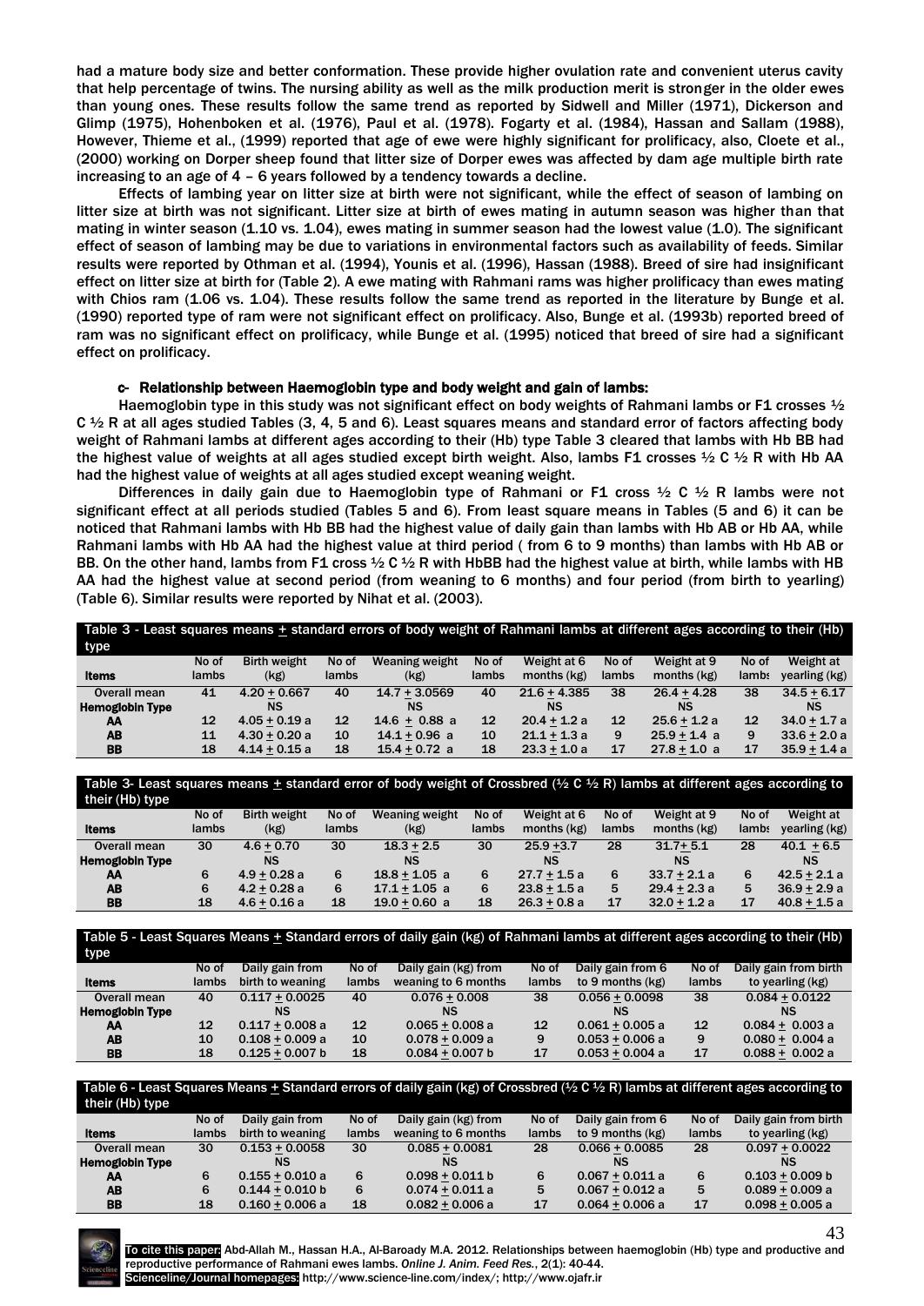had a mature body size and better conformation. These provide higher ovulation rate and convenient uterus cavity that help percentage of twins. The nursing ability as well as the milk production merit is stronger in the older ewes than young ones. These results follow the same trend as reported by Sidwell and Miller (1971), Dickerson and Glimp (1975), Hohenboken et al. (1976), Paul et al. (1978). Fogarty et al. (1984), Hassan and Sallam (1988), However, Thieme et al., (1999) reported that age of ewe were highly significant for prolificacy, also, Cloete et al., (2000) working on Dorper sheep found that litter size of Dorper ewes was affected by dam age multiple birth rate increasing to an age of 4 – 6 years followed by a tendency towards a decline.

Effects of lambing year on litter size at birth were not significant, while the effect of season of lambing on litter size at birth was not significant. Litter size at birth of ewes mating in autumn season was higher than that mating in winter season (1.10 vs. 1.04), ewes mating in summer season had the lowest value (1.0). The significant effect of season of lambing may be due to variations in environmental factors such as availability of feeds. Similar results were reported by Othman et al. (1994), Younis et al. (1996), Hassan (1988). Breed of sire had insignificant effect on litter size at birth for (Table 2). A ewe mating with Rahmani rams was higher prolificacy than ewes mating with Chios ram (1.06 vs. 1.04). These results follow the same trend as reported in the literature by Bunge et al. (1990) reported type of ram were not significant effect on prolificacy. Also, Bunge et al. (1993b) reported breed of ram was no significant effect on prolificacy, while Bunge et al. (1995) noticed that breed of sire had a significant effect on prolificacy.

### c- Relationship between Haemoglobin type and body weight and gain of lambs:

Haemoglobin type in this study was not significant effect on body weights of Rahmani lambs or F1 crosses ½ C ½ R at all ages studied Tables (3, 4, 5 and 6). Least squares means and standard error of factors affecting body weight of Rahmani lambs at different ages according to their (Hb) type Table 3 cleared that lambs with Hb BB had the highest value of weights at all ages studied except birth weight. Also, lambs F1 crosses ½ C ½ R with Hb AA had the highest value of weights at all ages studied except weaning weight.

Differences in daily gain due to Haemoglobin type of Rahmani or F1 cross ½ C ½ R lambs were not significant effect at all periods studied (Tables 5 and 6). From least square means in Tables (5 and 6) it can be noticed that Rahmani lambs with Hb BB had the highest value of daily gain than lambs with Hb AB or Hb AA, while Rahmani lambs with Hb AA had the highest value at third period ( from 6 to 9 months) than lambs with Hb AB or BB. On the other hand, lambs from F1 cross ½ C ½ R with HbBB had the highest value at birth, while lambs with HB AA had the highest value at second period (from weaning to 6 months) and four period (from birth to yearling) (Table 6). Similar results were reported by Nihat et al. (2003).

**Table 3 - Least squares means ± standard errors of body weight of Rahmani lambs at different ages according to their (Hb) type**

| Items | No of lambs | Birth weight (kg) | No of lambs | Weaning weight (kg) | No of lambs | Weight at 6 months (kg) | No of lambs | Weight at 9 months (kg) | No of lambs | Weight at yearling (kg) |
|---|---|---|---|---|---|---|---|---|---|---|
| Overall mean | 41 | 4.20 ± 0.667 | 40 | 14.7 ± 3.0569 | 40 | 21.6 ± 4.385 | 38 | 26.4 ± 4.28 | 38 | 34.5 ± 6.17 |
| **Hemoglobin Type** | | NS | | NS | | NS | | NS | | NS |
| AA | 12 | 4.05 ± 0.19 a | 12 | 14.6 ± 0.88 a | 12 | 20.4 ± 1.2 a | 12 | 25.6 ± 1.2 a | 12 | 34.0 ± 1.7 a |
| AB | 11 | 4.30 ± 0.20 a | 10 | 14.1 ± 0.96 a | 10 | 21.1 ± 1.3 a | 9 | 25.9 ± 1.4 a | 9 | 33.6 ± 2.0 a |
| BB | 18 | 4.14 ± 0.15 a | 18 | 15.4 ± 0.72 a | 18 | 23.3 ± 1.0 a | 17 | 27.8 ± 1.0 a | 17 | 35.9 ± 1.4 a |

**Table 3- Least squares means ± standard error of body weight of Crossbred (½ C ½ R) lambs at different ages according to their (Hb) type**

| Items | No of lambs | Birth weight (kg) | No of lambs | Weaning weight (kg) | No of lambs | Weight at 6 months (kg) | No of lambs | Weight at 9 months (kg) | No of lambs | Weight at yearling (kg) |
|---|---|---|---|---|---|---|---|---|---|---|
| Overall mean | 30 | 4.6 ± 0.70 | 30 | 18.3 ± 2.5 | 30 | 25.9 ±3.7 | 28 | 31.7± 5.1 | 28 | 40.1 ± 6.5 |
| **Hemoglobin Type** | | NS | | NS | | NS | | NS | | NS |
| AA | 6 | 4.9 ± 0.28 a | 6 | 18.8 ± 1.05 a | 6 | 27.7 ± 1.5 a | 6 | 33.7 ± 2.1 a | 6 | 42.5 ± 2.1 a |
| AB | 6 | 4.2 ± 0.28 a | 6 | 17.1 ± 1.05 a | 6 | 23.8 ± 1.5 a | 5 | 29.4 ± 2.3 a | 5 | 36.9 ± 2.9 a |
| BB | 18 | 4.6 ± 0.16 a | 18 | 19.0 ± 0.60 a | 18 | 26.3 ± 0.8 a | 17 | 32.0 ± 1.2 a | 17 | 40.8 ± 1.5 a |

**Table 5 - Least Squares Means ± Standard errors of daily gain (kg) of Rahmani lambs at different ages according to their (Hb) type**

| Items | No of lambs | Daily gain from birth to weaning | No of lambs | Daily gain (kg) from weaning to 6 months | No of lambs | Daily gain from 6 to 9 months (kg) | No of lambs | Daily gain from birth to yearling (kg) |
|---|---|---|---|---|---|---|---|---|
| Overall mean | 40 | 0.117 ± 0.0025 | 40 | 0.076 ± 0.008 | 38 | 0.056 ± 0.0098 | 38 | 0.084 ± 0.0122 |
| **Hemoglobin Type** | | NS | | NS | | NS | | NS |
| AA | 12 | 0.117 ± 0.008 a | 12 | 0.065 ± 0.008 a | 12 | 0.061 ± 0.005 a | 12 | 0.084 ± 0.003 a |
| AB | 10 | 0.108 ± 0.009 a | 10 | 0.078 ± 0.009 a | 9 | 0.053 ± 0.006 a | 9 | 0.080 ± 0.004 a |
| BB | 18 | 0.125 ± 0.007 b | 18 | 0.084 ± 0.007 b | 17 | 0.053 ± 0.004 a | 17 | 0.088 ± 0.002 a |

**Table 6 - Least Squares Means ± Standard errors of daily gain (kg) of Crossbred (½ C ½ R) lambs at different ages according to their (Hb) type**

| Items | No of lambs | Daily gain from birth to weaning | No of lambs | Daily gain (kg) from weaning to 6 months | No of lambs | Daily gain from 6 to 9 months (kg) | No of lambs | Daily gain from birth to yearling (kg) |
|---|---|---|---|---|---|---|---|---|
| Overall mean | 30 | 0.153 ± 0.0058 | 30 | 0.085 ± 0.0081 | 28 | 0.066 ± 0.0085 | 28 | 0.097 ± 0.0022 |
| **Hemoglobin Type** | | NS | | NS | | NS | | NS |
| AA | 6 | 0.155 ± 0.010 a | 6 | 0.098 ± 0.011 b | 6 | 0.067 ± 0.011 a | 6 | 0.103 ± 0.009 b |
| AB | 6 | 0.144 ± 0.010 b | 6 | 0.074 ± 0.011 a | 5 | 0.067 ± 0.012 a | 5 | 0.089 ± 0.009 a |
| BB | 18 | 0.160 ± 0.006 a | 18 | 0.082 ± 0.006 a | 17 | 0.064 ± 0.006 a | 17 | 0.098 ± 0.005 a |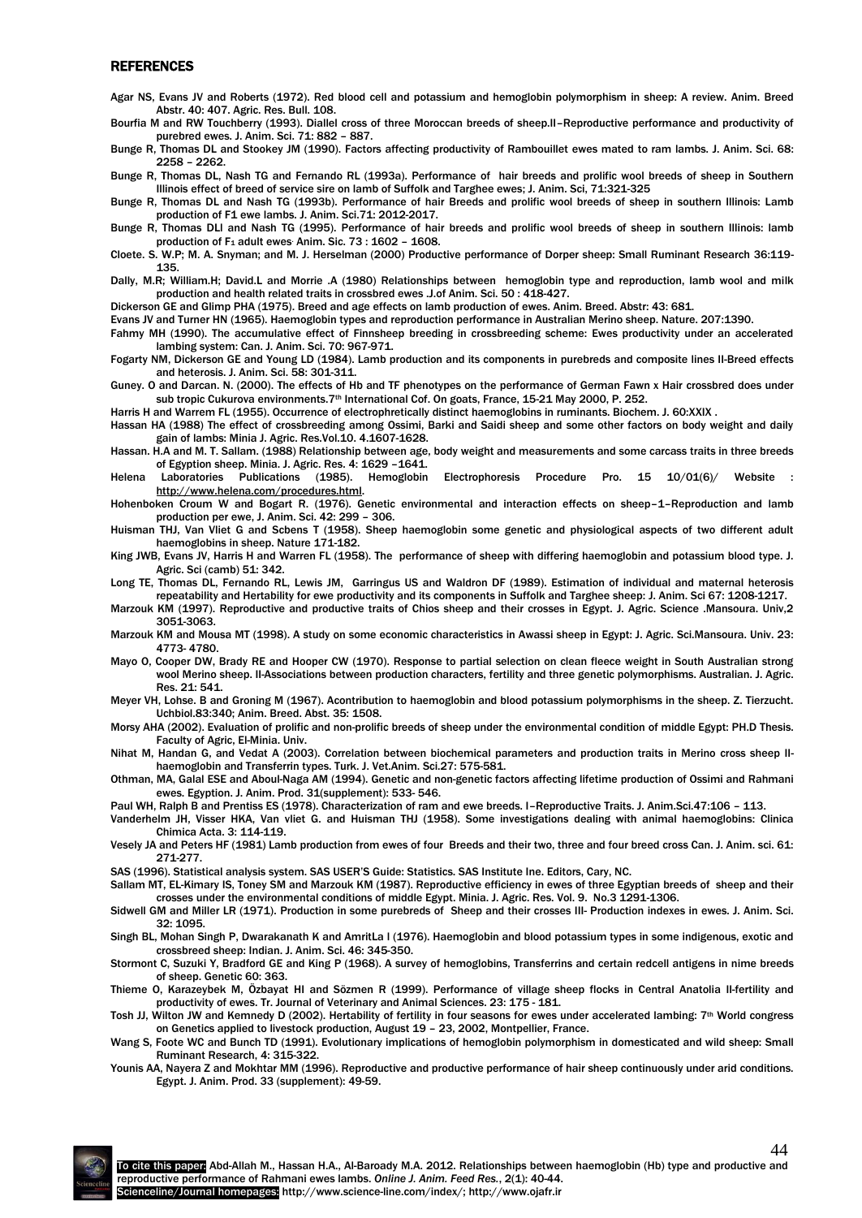## REFERENCES

Agar NS, Evans JV and Roberts (1972). Red blood cell and potassium and hemoglobin polymorphism in sheep: A review. Anim. Breed Abstr. 40: 407. Agric. Res. Bull. 108.

Bourfia M and RW Touchberry (1993). Diallel cross of three Moroccan breeds of sheep.II–Reproductive performance and productivity of purebred ewes. J. Anim. Sci. 71: 882 – 887.

Bunge R, Thomas DL and Stookey JM (1990). Factors affecting productivity of Rambouillet ewes mated to ram lambs. J. Anim. Sci. 68: 2258 – 2262.

Bunge R, Thomas DL, Nash TG and Fernando RL (1993a). Performance of hair breeds and prolific wool breeds of sheep in Southern Illinois effect of breed of service sire on lamb of Suffolk and Targhee ewes; J. Anim. Sci, 71:321-325

Bunge R, Thomas DL and Nash TG (1993b). Performance of hair Breeds and prolific wool breeds of sheep in southern Illinois: Lamb production of F1 ewe lambs. J. Anim. Sci.71: 2012-2017.

Bunge R, Thomas DLl and Nash TG (1995). Performance of hair breeds and prolific wool breeds of sheep in southern Illinois: lamb production of $F_1$ adult ewes. Anim. Sic. 73 : 1602 – 1608.

Cloete. S. W.P; M. A. Snyman; and M. J. Herselman (2000) Productive performance of Dorper sheep: Small Ruminant Research 36:119-135.

Dally, M.R; William.H; David.L and Morrie .A (1980) Relationships between hemoglobin type and reproduction, lamb wool and milk production and health related traits in crossbred ewes .J.of Anim. Sci. 50 : 418-427.

Dickerson GE and Glimp PHA (1975). Breed and age effects on lamb production of ewes. Anim. Breed. Abstr: 43: 681.

Evans JV and Turner HN (1965). Haemoglobin types and reproduction performance in Australian Merino sheep. Nature. 207:1390.

Fahmy MH (1990). The accumulative effect of Finnsheep breeding in crossbreeding scheme: Ewes productivity under an accelerated lambing system: Can. J. Anim. Sci. 70: 967-971.

Fogarty NM, Dickerson GE and Young LD (1984). Lamb production and its components in purebreds and composite lines II-Breed effects and heterosis. J. Anim. Sci. 58: 301-311.

Guney. O and Darcan. N. (2000). The effects of Hb and TF phenotypes on the performance of German Fawn x Hair crossbred does under sub tropic Cukurova environments.7th International Cof. On goats, France, 15-21 May 2000, P. 252.

Harris H and Warrem FL (1955). Occurrence of electrophretically distinct haemoglobins in ruminants. Biochem. J. 60:XXIX .

Hassan HA (1988) The effect of crossbreeding among Ossimi, Barki and Saidi sheep and some other factors on body weight and daily gain of lambs: Minia J. Agric. Res.Vol.10. 4.1607-1628.

Hassan. H.A and M. T. Sallam. (1988) Relationship between age, body weight and measurements and some carcass traits in three breeds of Egyption sheep. Minia. J. Agric. Res. 4: 1629 –1641.

Helena Laboratories Publications (1985). Hemoglobin Electrophoresis Procedure Pro. 15 10/01(6)/ Website : http://www.helena.com/procedures.html.

Hohenboken Croum W and Bogart R. (1976). Genetic environmental and interaction effects on sheep–1–Reproduction and lamb production per ewe, J. Anim. Sci. 42: 299 – 306.

Huisman THJ, Van Vliet G and Scbens T (1958). Sheep haemoglobin some genetic and physiological aspects of two different adult haemoglobins in sheep. Nature 171-182.

King JWB, Evans JV, Harris H and Warren FL (1958). The performance of sheep with differing haemoglobin and potassium blood type. J. Agric. Sci (camb) 51: 342.

Long TE, Thomas DL, Fernando RL, Lewis JM, Garringus US and Waldron DF (1989). Estimation of individual and maternal heterosis repeatability and Hertability for ewe productivity and its components in Suffolk and Targhee sheep: J. Anim. Sci 67: 1208-1217.

Marzouk KM (1997). Reproductive and productive traits of Chios sheep and their crosses in Egypt. J. Agric. Science .Mansoura. Univ,2 3051-3063.

Marzouk KM and Mousa MT (1998). A study on some economic characteristics in Awassi sheep in Egypt: J. Agric. Sci.Mansoura. Univ. 23: 4773- 4780.

Mayo O, Cooper DW, Brady RE and Hooper CW (1970). Response to partial selection on clean fleece weight in South Australian strong wool Merino sheep. II-Associations between production characters, fertility and three genetic polymorphisms. Australian. J. Agric. Res. 21: 541.

Meyer VH, Lohse. B and Groning M (1967). Acontribution to haemoglobin and blood potassium polymorphisms in the sheep. Z. Tierzucht. Uchbiol.83:340; Anim. Breed. Abst. 35: 1508.

Morsy AHA (2002). Evaluation of prolific and non-prolific breeds of sheep under the environmental condition of middle Egypt: PH.D Thesis. Faculty of Agric, El-Minia. Univ.

Nihat M, Handan G, and Vedat A (2003). Correlation between biochemical parameters and production traits in Merino cross sheep II-haemoglobin and Transferrin types. Turk. J. Vet.Anim. Sci.27: 575-581.

Othman, MA, Galal ESE and Aboul-Naga AM (1994). Genetic and non-genetic factors affecting lifetime production of Ossimi and Rahmani ewes. Egyption. J. Anim. Prod. 31(supplement): 533- 546.

Paul WH, Ralph B and Prentiss ES (1978). Characterization of ram and ewe breeds. I–Reproductive Traits. J. Anim.Sci.47:106 – 113.

Vanderhelm JH, Visser HKA, Van vliet G. and Huisman THJ (1958). Some investigations dealing with animal haemoglobins: Clinica Chimica Acta. 3: 114-119.

Vesely JA and Peters HF (1981) Lamb production from ewes of four Breeds and their two, three and four breed cross Can. J. Anim. sci. 61: 271-277.

SAS (1996). Statistical analysis system. SAS USER'S Guide: Statistics. SAS Institute Ine. Editors, Cary, NC.

Sallam MT, EL-Kimary IS, Toney SM and Marzouk KM (1987). Reproductive efficiency in ewes of three Egyptian breeds of sheep and their crosses under the environmental conditions of middle Egypt. Minia. J. Agric. Res. Vol. 9. No.3 1291-1306.

Sidwell GM and Miller LR (1971). Production in some purebreds of Sheep and their crosses III- Production indexes in ewes. J. Anim. Sci. 32: 1095.

Singh BL, Mohan Singh P, Dwarakanath K and AmritLa l (1976). Haemoglobin and blood potassium types in some indigenous, exotic and crossbreed sheep: Indian. J. Anim. Sci. 46: 345-350.

Stormont C, Suzuki Y, Bradford GE and King P (1968). A survey of hemoglobins, Transferrins and certain redcell antigens in nime breeds of sheep. Genetic 60: 363.

Thieme O, Karazeybek M, Özbayat HI and Sözmen R (1999). Performance of village sheep flocks in Central Anatolia II-fertility and productivity of ewes. Tr. Journal of Veterinary and Animal Sciences. 23: 175 - 181.

Tosh JJ, Wilton JW and Kemnedy D (2002). Hertability of fertility in four seasons for ewes under accelerated lambing: 7th World congress on Genetics applied to livestock production, August 19 – 23, 2002, Montpellier, France.

Wang S, Foote WC and Bunch TD (1991). Evolutionary implications of hemoglobin polymorphism in domesticated and wild sheep: Small Ruminant Research, 4: 315-322.

Younis AA, Nayera Z and Mokhtar MM (1996). Reproductive and productive performance of hair sheep continuously under arid conditions. Egypt. J. Anim. Prod. 33 (supplement): 49-59.